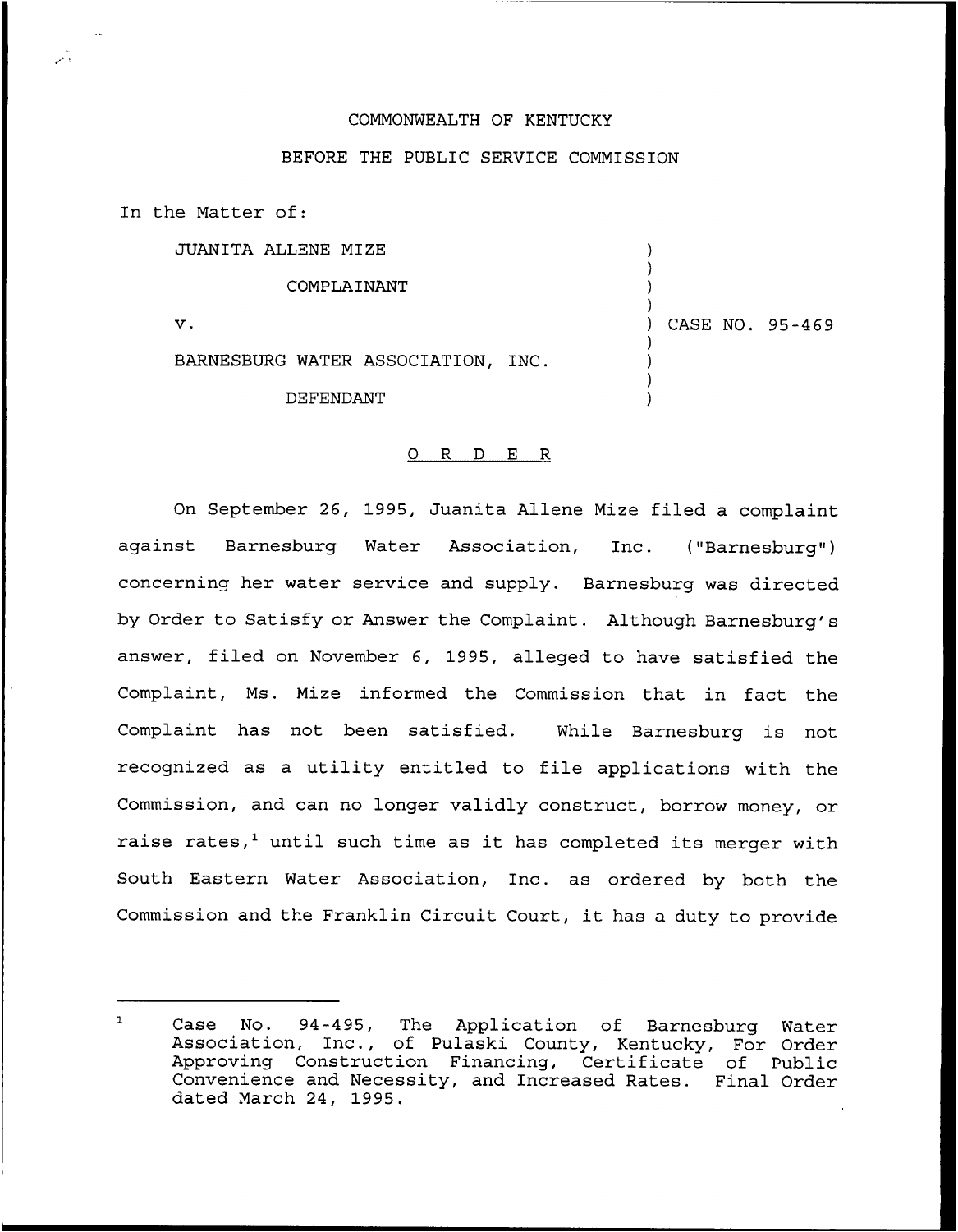COMMONWEALTH OF KENTUCKY

BEFORE THE PUBLIC SERVICE COMMISSION

In the Matter of:

| | | |
|---|---|---|
| JUANITA ALLENE MIZE | ) | |
| COMPLAINANT | ) | |
| v. | ) | CASE NO. 95-469 |
| BARNESBURG WATER ASSOCIATION, INC. | ) | |
| DEFENDANT | ) | |

## O R D E R

On September 26, 1995, Juanita Allene Mize filed a complaint against Barnesburg Water Association, Inc. ("Barnesburg") concerning her water service and supply. Barnesburg was directed by Order to Satisfy or Answer the Complaint. Although Barnesburg's answer, filed on November 6, 1995, alleged to have satisfied the Complaint, Ms. Mize informed the Commission that in fact the Complaint has not been satisfied. While Barnesburg is not recognized as a utility entitled to file applications with the Commission, and can no longer validly construct, borrow money, or raise rates,[1] until such time as it has completed its merger with South Eastern Water Association, Inc. as ordered by both the Commission and the Franklin Circuit Court, it has a duty to provide

---

[1] Case No. 94-495, The Application of Barnesburg Water Association, Inc., of Pulaski County, Kentucky, For Order Approving Construction Financing, Certificate of Public Convenience and Necessity, and Increased Rates. Final Order dated March 24, 1995.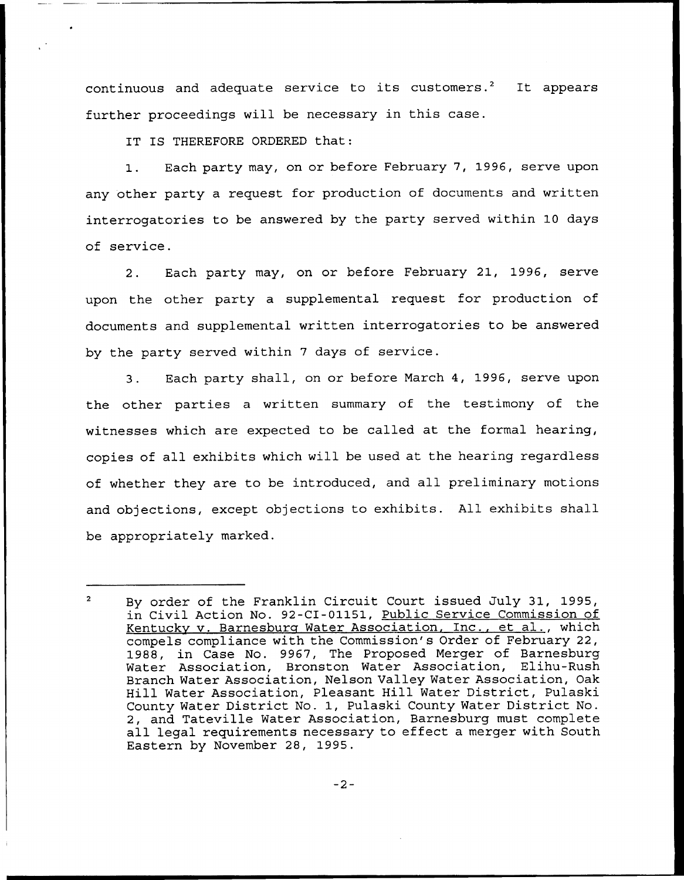continuous and adequate service to its customers.[2] It appears further proceedings will be necessary in this case.

IT IS THEREFORE ORDERED that:

1. Each party may, on or before February 7, 1996, serve upon any other party a request for production of documents and written interrogatories to be answered by the party served within 10 days of service.

2. Each party may, on or before February 21, 1996, serve upon the other party a supplemental request for production of documents and supplemental written interrogatories to be answered by the party served within 7 days of service.

3. Each party shall, on or before March 4, 1996, serve upon the other parties a written summary of the testimony of the witnesses which are expected to be called at the formal hearing, copies of all exhibits which will be used at the hearing regardless of whether they are to be introduced, and all preliminary motions and objections, except objections to exhibits. All exhibits shall be appropriately marked.

---

[2] By order of the Franklin Circuit Court issued July 31, 1995, in Civil Action No. 92-CI-01151, Public Service Commission of Kentucky v. Barnesburg Water Association, Inc., et al., which compels compliance with the Commission's Order of February 22, 1988, in Case No. 9967, The Proposed Merger of Barnesburg Water Association, Bronston Water Association, Elihu-Rush Branch Water Association, Nelson Valley Water Association, Oak Hill Water Association, Pleasant Hill Water District, Pulaski County Water District No. 1, Pulaski County Water District No. 2, and Tateville Water Association, Barnesburg must complete all legal requirements necessary to effect a merger with South Eastern by November 28, 1995.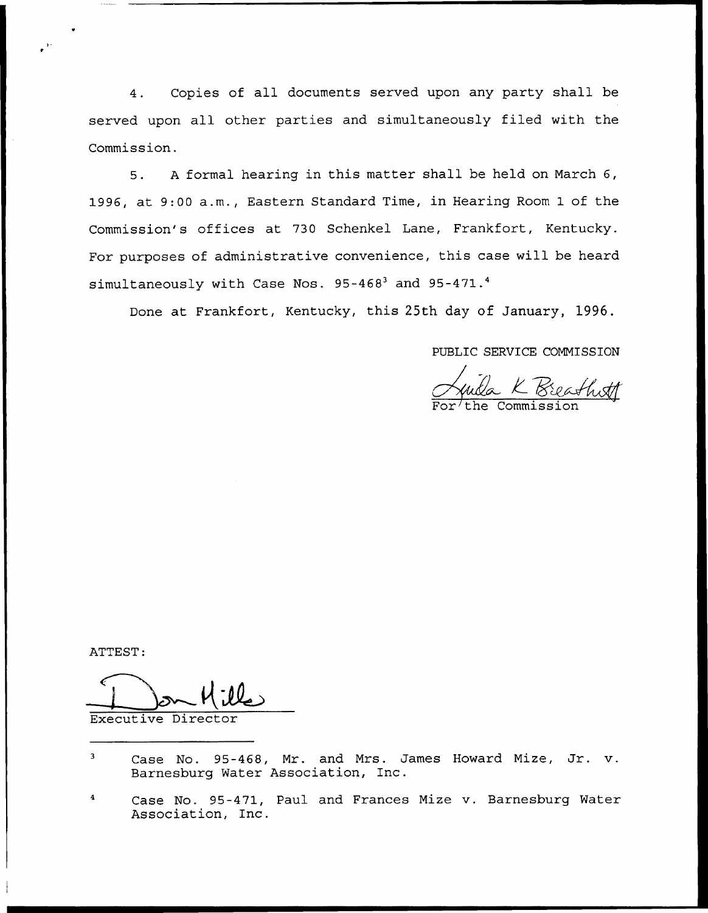4. Copies of all documents served upon any party shall be served upon all other parties and simultaneously filed with the Commission.

5. A formal hearing in this matter shall be held on March 6, 1996, at 9:00 a.m., Eastern Standard Time, in Hearing Room 1 of the Commission's offices at 730 Schenkel Lane, Frankfort, Kentucky. For purposes of administrative convenience, this case will be heard simultaneously with Case Nos. 95-468[3] and 95-471.[4]

Done at Frankfort, Kentucky, this 25th day of January, 1996.

PUBLIC SERVICE COMMISSION

For the Commission

ATTEST:

Executive Director

---

[3] Case No. 95-468, Mr. and Mrs. James Howard Mize, Jr. v. Barnesburg Water Association, Inc.

[4] Case No. 95-471, Paul and Frances Mize v. Barnesburg Water Association, Inc.